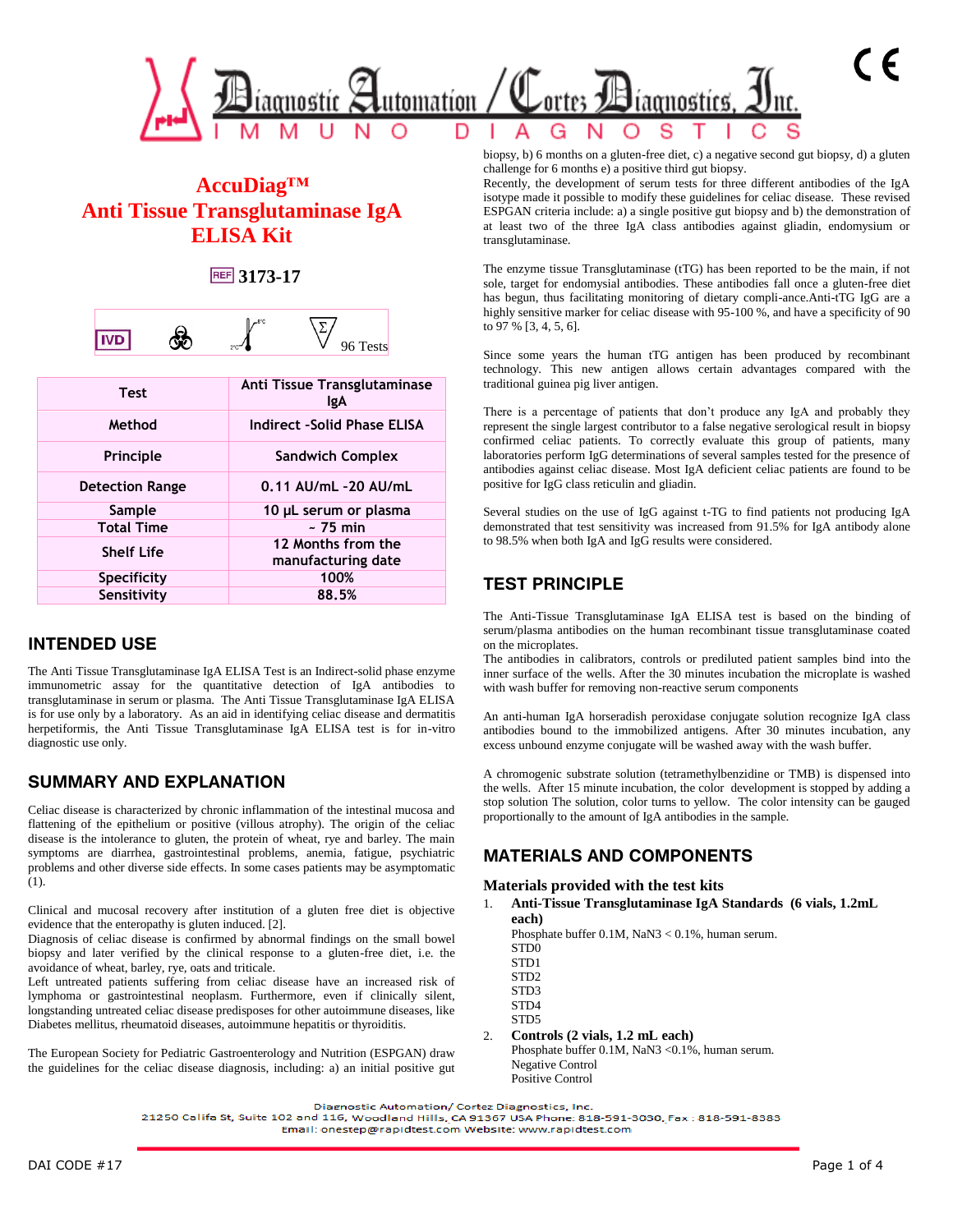# AccuDiag™
# Anti Tissue Transglutaminase IgA ELISA Kit

REF 3173-17

IVD | 96 Tests

| Test | Anti Tissue Transglutaminase IgA |
|---|---|
| Method | Indirect -Solid Phase ELISA |
| Principle | Sandwich Complex |
| Detection Range | 0.11 AU/mL -20 AU/mL |
| Sample | 10 µL serum or plasma |
| Total Time | ~ 75 min |
| Shelf Life | 12 Months from the manufacturing date |
| Specificity | 100% |
| Sensitivity | 88.5% |

## INTENDED USE

The Anti Tissue Transglutaminase IgA ELISA Test is an Indirect-solid phase enzyme immunometric assay for the quantitative detection of IgA antibodies to transglutaminase in serum or plasma. The Anti Tissue Transglutaminase IgA ELISA is for use only by a laboratory. As an aid in identifying celiac disease and dermatitis herpetiformis, the Anti Tissue Transglutaminase IgA ELISA test is for in-vitro diagnostic use only.

## SUMMARY AND EXPLANATION

Celiac disease is characterized by chronic inflammation of the intestinal mucosa and flattening of the epithelium or positive (villous atrophy). The origin of the celiac disease is the intolerance to gluten, the protein of wheat, rye and barley. The main symptoms are diarrhea, gastrointestinal problems, anemia, fatigue, psychiatric problems and other diverse side effects. In some cases patients may be asymptomatic (1).

Clinical and mucosal recovery after institution of a gluten free diet is objective evidence that the enteropathy is gluten induced. [2].
Diagnosis of celiac disease is confirmed by abnormal findings on the small bowel biopsy and later verified by the clinical response to a gluten-free diet, i.e. the avoidance of wheat, barley, rye, oats and triticale.
Left untreated patients suffering from celiac disease have an increased risk of lymphoma or gastrointestinal neoplasm. Furthermore, even if clinically silent, longstanding untreated celiac disease predisposes for other autoimmune diseases, like Diabetes mellitus, rheumatoid diseases, autoimmune hepatitis or thyroiditis.

The European Society for Pediatric Gastroenterology and Nutrition (ESPGAN) draw the guidelines for the celiac disease diagnosis, including: a) an initial positive gut biopsy, b) 6 months on a gluten-free diet, c) a negative second gut biopsy, d) a gluten challenge for 6 months e) a positive third gut biopsy.
Recently, the development of serum tests for three different antibodies of the IgA isotype made it possible to modify these guidelines for celiac disease. These revised ESPGAN criteria include: a) a single positive gut biopsy and b) the demonstration of at least two of the three IgA class antibodies against gliadin, endomysium or transglutaminase.

The enzyme tissue Transglutaminase (tTG) has been reported to be the main, if not sole, target for endomysial antibodies. These antibodies fall once a gluten-free diet has begun, thus facilitating monitoring of dietary compli-ance.Anti-tTG IgG are a highly sensitive marker for celiac disease with 95-100 %, and have a specificity of 90 to 97 % [3, 4, 5, 6].

Since some years the human tTG antigen has been produced by recombinant technology. This new antigen allows certain advantages compared with the traditional guinea pig liver antigen.

There is a percentage of patients that don't produce any IgA and probably they represent the single largest contributor to a false negative serological result in biopsy confirmed celiac patients. To correctly evaluate this group of patients, many laboratories perform IgG determinations of several samples tested for the presence of antibodies against celiac disease. Most IgA deficient celiac patients are found to be positive for IgG class reticulin and gliadin.

Several studies on the use of IgG against t-TG to find patients not producing IgA demonstrated that test sensitivity was increased from 91.5% for IgA antibody alone to 98.5% when both IgA and IgG results were considered.

## TEST PRINCIPLE

The Anti-Tissue Transglutaminase IgA ELISA test is based on the binding of serum/plasma antibodies on the human recombinant tissue transglutaminase coated on the microplates.
The antibodies in calibrators, controls or prediluted patient samples bind into the inner surface of the wells. After the 30 minutes incubation the microplate is washed with wash buffer for removing non-reactive serum components

An anti-human IgA horseradish peroxidase conjugate solution recognize IgA class antibodies bound to the immobilized antigens. After 30 minutes incubation, any excess unbound enzyme conjugate will be washed away with the wash buffer.

A chromogenic substrate solution (tetramethylbenzidine or TMB) is dispensed into the wells. After 15 minute incubation, the color development is stopped by adding a stop solution The solution, color turns to yellow. The color intensity can be gauged proportionally to the amount of IgA antibodies in the sample.

## MATERIALS AND COMPONENTS

### Materials provided with the test kits

1. **Anti-Tissue Transglutaminase IgA Standards (6 vials, 1.2mL each)**
   Phosphate buffer 0.1M, NaN3 < 0.1%, human serum.
   STD0
   STD1
   STD2
   STD3
   STD4
   STD5
2. **Controls (2 vials, 1.2 mL each)**
   Phosphate buffer 0.1M, NaN3 <0.1%, human serum.
   Negative Control
   Positive Control

Diagnostic Automation/ Cortez Diagnostics, Inc.
21250 Califa St, Suite 102 and 116, Woodland Hills, CA 91367 USA Phone: 818-591-3030, Fax : 818-591-8383
Email: onestep@rapidtest.com Website: www.rapidtest.com

DAI CODE #17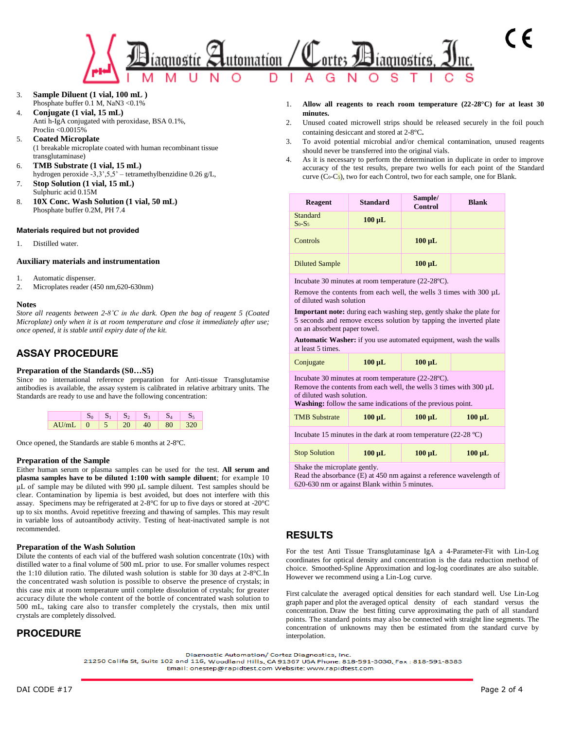3. **Sample Diluent (1 vial, 100 mL )**
   Phosphate buffer 0.1 M, NaN3 <0.1%
4. **Conjugate (1 vial, 15 mL)**
   Anti h-IgA conjugated with peroxidase, BSA 0.1%, Proclin <0.0015%
5. **Coated Microplate**
   (1 breakable microplate coated with human recombinant tissue transglutaminase)
6. **TMB Substrate (1 vial, 15 mL)**
   hydrogen peroxide -3,3',5,5' – tetramethylbenzidine 0.26 g/L,
7. **Stop Solution (1 vial, 15 mL)**
   Sulphuric acid 0.15M
8. **10X Conc. Wash Solution (1 vial, 50 mL)**
   Phosphate buffer 0.2M, PH 7.4

**Materials required but not provided**

1. Distilled water.

**Auxiliary materials and instrumentation**

1. Automatic dispenser.
2. Microplates reader (450 nm,620-630nm)

**Notes**

*Store all reagents between 2-8˚C in the dark. Open the bag of reagent 5 (Coated Microplate) only when it is at room temperature and close it immediately after use; once opened, it is stable until expiry date of the kit.*

## ASSAY PROCEDURE

### Preparation of the Standards (S0…S5)

Since no international reference preparation for Anti-tissue Transglutamise antibodies is available, the assay system is calibrated in relative arbitrary units. The Standards are ready to use and have the following concentration:

| | $S_0$ | $S_1$ | $S_2$ | $S_3$ | $S_4$ | $S_5$ |
|---|---|---|---|---|---|---|
| AU/mL | 0 | 5 | 20 | 40 | 80 | 320 |

Once opened, the Standards are stable 6 months at 2-8ºC.

### Preparation of the Sample

Either human serum or plasma samples can be used for the test. **All serum and plasma samples have to be diluted 1:100 with sample diluent**; for example 10 µL of sample may be diluted with 990 µL sample diluent. Test samples should be clear. Contamination by lipemia is best avoided, but does not interfere with this assay. Specimens may be refrigerated at 2-8°C for up to five days or stored at -20°C up to six months. Avoid repetitive freezing and thawing of samples. This may result in variable loss of autoantibody activity. Testing of heat-inactivated sample is not recommended.

### Preparation of the Wash Solution

Dilute the contents of each vial of the buffered wash solution concentrate (10x) with distilled water to a final volume of 500 mL prior to use. For smaller volumes respect the 1:10 dilution ratio. The diluted wash solution is stable for 30 days at 2-8°C.In the concentrated wash solution is possible to observe the presence of crystals; in this case mix at room temperature until complete dissolution of crystals; for greater accuracy dilute the whole content of the bottle of concentrated wash solution to 500 mL, taking care also to transfer completely the crystals, then mix until crystals are completely dissolved.

## PROCEDURE

1. **Allow all reagents to reach room temperature (22-28°C) for at least 30 minutes.**
2. Unused coated microwell strips should be released securely in the foil pouch containing desiccant and stored at 2-8°C.
3. To avoid potential microbial and/or chemical contamination, unused reagents should never be transferred into the original vials.
4. As it is necessary to perform the determination in duplicate in order to improve accuracy of the test results, prepare two wells for each point of the Standard curve ($C_0$-$C_5$), two for each Control, two for each sample, one for Blank.

| Reagent | Standard | Sample/ Control | Blank |
|---|---|---|---|
| Standard $S_0$-$S_5$ | 100 µL | | |
| Controls | | 100 µL | |
| Diluted Sample | | 100 µL | |
| Incubate 30 minutes at room temperature (22-28ºC). Remove the contents from each well, the wells 3 times with 300 µL of diluted wash solution. **Important note:** during each washing step, gently shake the plate for 5 seconds and remove excess solution by tapping the inverted plate on an absorbent paper towel. **Automatic Washer:** if you use automated equipment, wash the walls at least 5 times. | | | |
| Conjugate | 100 µL | 100 µL | |
| Incubate 30 minutes at room temperature (22-28ºC). Remove the contents from each well, the wells 3 times with 300 µL of diluted wash solution. **Washing:** follow the same indications of the previous point. | | | |
| TMB Substrate | 100 µL | 100 µL | 100 µL |
| Incubate 15 minutes in the dark at room temperature (22-28 ºC) | | | |
| Stop Solution | 100 µL | 100 µL | 100 µL |
| Shake the microplate gently. Read the absorbance (E) at 450 nm against a reference wavelength of 620-630 nm or against Blank within 5 minutes. | | | |

## RESULTS

For the test Anti Tissue Transglutaminase IgA a 4-Parameter-Fit with Lin-Log coordinates for optical density and concentration is the data reduction method of choice. Smoothed-Spline Approximation and log-log coordinates are also suitable. However we recommend using a Lin-Log curve.

First calculate the averaged optical densities for each standard well. Use Lin-Log graph paper and plot the averaged optical density of each standard versus the concentration. Draw the best fitting curve approximating the path of all standard points. The standard points may also be connected with straight line segments. The concentration of unknowns may then be estimated from the standard curve by interpolation.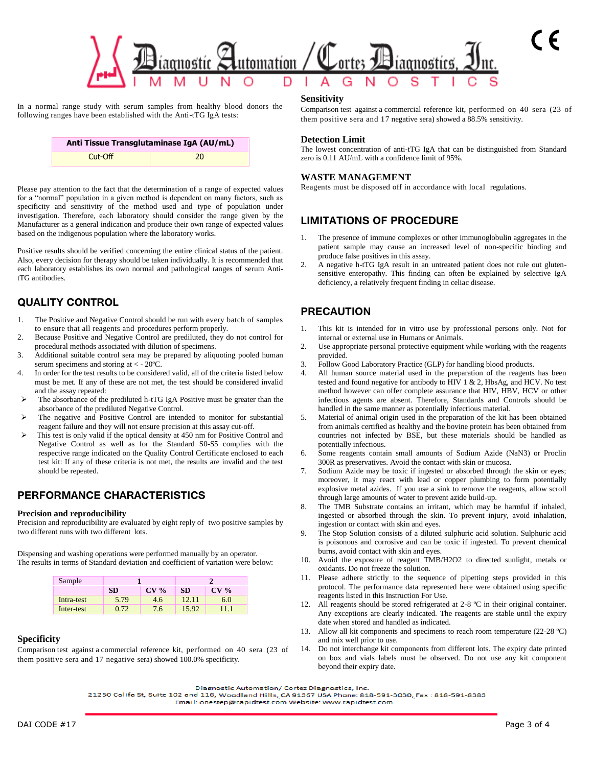In a normal range study with serum samples from healthy blood donors the following ranges have been established with the Anti-tTG IgA tests:

| Anti Tissue Transglutaminase IgA (AU/mL) | |
|---|---|
| Cut-Off | 20 |

Please pay attention to the fact that the determination of a range of expected values for a "normal" population in a given method is dependent on many factors, such as specificity and sensitivity of the method used and type of population under investigation. Therefore, each laboratory should consider the range given by the Manufacturer as a general indication and produce their own range of expected values based on the indigenous population where the laboratory works.

Positive results should be verified concerning the entire clinical status of the patient. Also, every decision for therapy should be taken individually. It is recommended that each laboratory establishes its own normal and pathological ranges of serum Anti-tTG antibodies.

## QUALITY CONTROL

1. The Positive and Negative Control should be run with every batch of samples to ensure that all reagents and procedures perform properly.
2. Because Positive and Negative Control are prediluted, they do not control for procedural methods associated with dilution of specimens.
3. Additional suitable control sera may be prepared by aliquoting pooled human serum specimens and storing at < - 20ºC.
4. In order for the test results to be considered valid, all of the criteria listed below must be met. If any of these are not met, the test should be considered invalid and the assay repeated:
   - The absorbance of the prediluted h-tTG IgA Positive must be greater than the absorbance of the prediluted Negative Control.
   - The negative and Positive Control are intended to monitor for substantial reagent failure and they will not ensure precision at this assay cut-off.
   - This test is only valid if the optical density at 450 nm for Positive Control and Negative Control as well as for the Standard S0-S5 complies with the respective range indicated on the Quality Control Certificate enclosed to each test kit: If any of these criteria is not met, the results are invalid and the test should be repeated.

## PERFORMANCE CHARACTERISTICS

### Precision and reproducibility

Precision and reproducibility are evaluated by eight reply of two positive samples by two different runs with two different lots.

Dispensing and washing operations were performed manually by an operator.
The results in terms of Standard deviation and coefficient of variation were below:

| Sample | 1 | | 2 | |
|---|---|---|---|---|
| | **SD** | **CV %** | **SD** | **CV %** |
| Intra-test | 5.79 | 4.6 | 12.11 | 6.0 |
| Inter-test | 0.72 | 7.6 | 15.92 | 11.1 |

### Specificity

Comparison test against a commercial reference kit, performed on 40 sera (23 of them positive sera and 17 negative sera) showed 100.0% specificity.

### Sensitivity

Comparison test against a commercial reference kit, performed on 40 sera (23 of them positive sera and 17 negative sera) showed a 88.5% sensitivity.

### Detection Limit

The lowest concentration of anti-tTG IgA that can be distinguished from Standard zero is 0.11 AU/mL with a confidence limit of 95%.

### WASTE MANAGEMENT

Reagents must be disposed off in accordance with local regulations.

## LIMITATIONS OF PROCEDURE

1. The presence of immune complexes or other immunoglobulin aggregates in the patient sample may cause an increased level of non-specific binding and produce false positives in this assay.
2. A negative h-tTG IgA result in an untreated patient does not rule out gluten-sensitive enteropathy. This finding can often be explained by selective IgA deficiency, a relatively frequent finding in celiac disease.

## PRECAUTION

1. This kit is intended for in vitro use by professional persons only. Not for internal or external use in Humans or Animals.
2. Use appropriate personal protective equipment while working with the reagents provided.
3. Follow Good Laboratory Practice (GLP) for handling blood products.
4. All human source material used in the preparation of the reagents has been tested and found negative for antibody to HIV 1 & 2, HbsAg, and HCV. No test method however can offer complete assurance that HIV, HBV, HCV or other infectious agents are absent. Therefore, Standards and Controls should be handled in the same manner as potentially infectious material.
5. Material of animal origin used in the preparation of the kit has been obtained from animals certified as healthy and the bovine protein has been obtained from countries not infected by BSE, but these materials should be handled as potentially infectious.
6. Some reagents contain small amounts of Sodium Azide ($NaN_3$) or Proclin 300R as preservatives. Avoid the contact with skin or mucosa.
7. Sodium Azide may be toxic if ingested or absorbed through the skin or eyes; moreover, it may react with lead or copper plumbing to form potentially explosive metal azides. If you use a sink to remove the reagents, allow scroll through large amounts of water to prevent azide build-up.
8. The TMB Substrate contains an irritant, which may be harmful if inhaled, ingested or absorbed through the skin. To prevent injury, avoid inhalation, ingestion or contact with skin and eyes.
9. The Stop Solution consists of a diluted sulphuric acid solution. Sulphuric acid is poisonous and corrosive and can be toxic if ingested. To prevent chemical burns, avoid contact with skin and eyes.
10. Avoid the exposure of reagent TMB/$H_2O_2$ to directed sunlight, metals or oxidants. Do not freeze the solution.
11. Please adhere strictly to the sequence of pipetting steps provided in this protocol. The performance data represented here were obtained using specific reagents listed in this Instruction For Use.
12. All reagents should be stored refrigerated at 2-8 ºC in their original container. Any exceptions are clearly indicated. The reagents are stable until the expiry date when stored and handled as indicated.
13. Allow all kit components and specimens to reach room temperature (22-28 ºC) and mix well prior to use.
14. Do not interchange kit components from different lots. The expiry date printed on box and vials labels must be observed. Do not use any kit component beyond their expiry date.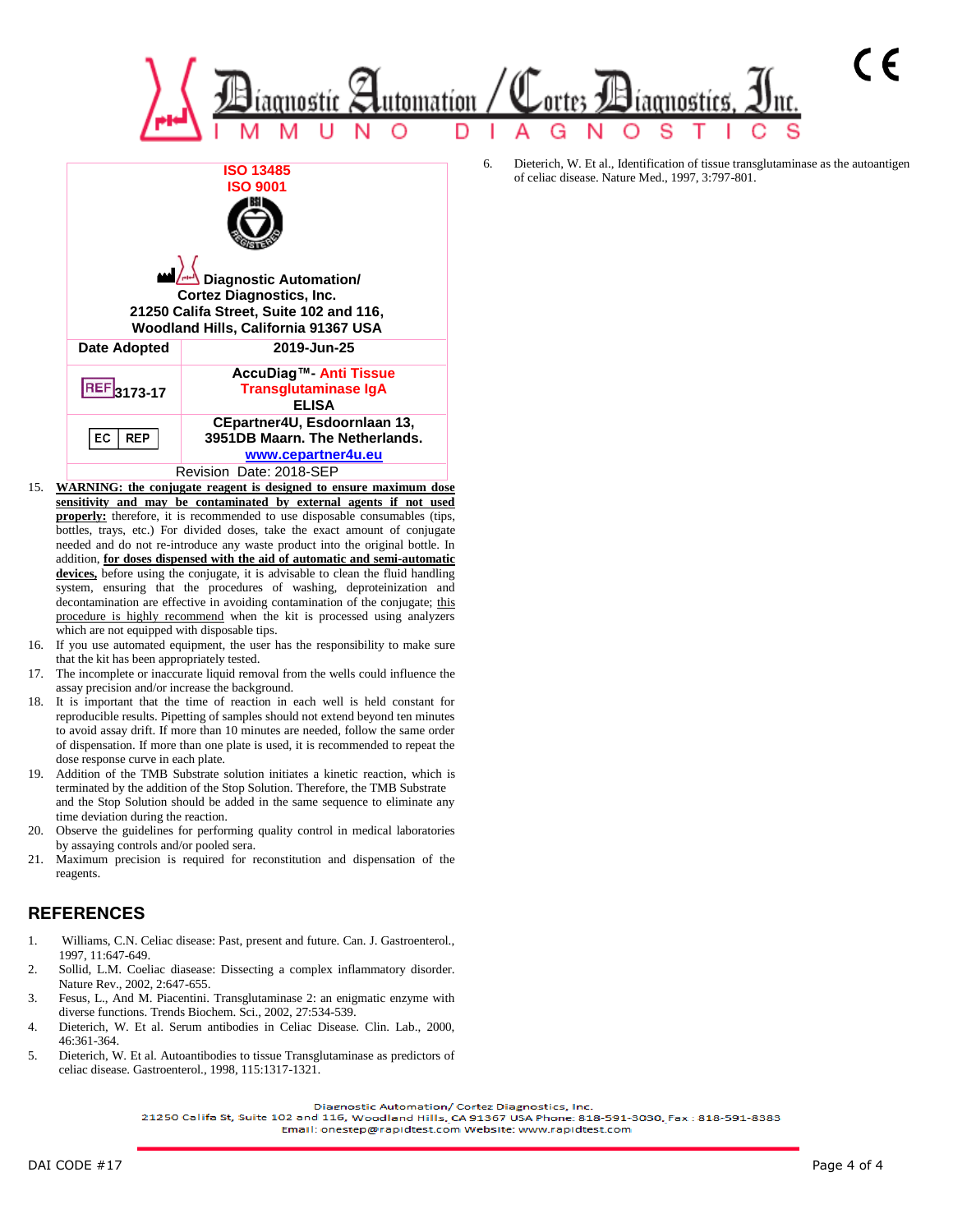| ISO 13485<br>ISO 9001<br><br>Diagnostic Automation/<br>Cortez Diagnostics, Inc.<br>21250 Califa Street, Suite 102 and 116,<br>Woodland Hills, California 91367 USA | |
|---|---|
| Date Adopted | 2019-Jun-25 |
| REF 3173-17 | AccuDiag™- Anti Tissue Transglutaminase IgA ELISA |
| EC REP | CEpartner4U, Esdoornlaan 13, 3951DB Maarn. The Netherlands. www.cepartner4u.eu |
| Revision Date: 2018-SEP | |

15. **WARNING: the conjugate reagent is designed to ensure maximum dose sensitivity and may be contaminated by external agents if not used properly:** therefore, it is recommended to use disposable consumables (tips, bottles, trays, etc.) For divided doses, take the exact amount of conjugate needed and do not re-introduce any waste product into the original bottle. In addition, **for doses dispensed with the aid of automatic and semi-automatic devices,** before using the conjugate, it is advisable to clean the fluid handling system, ensuring that the procedures of washing, deproteinization and decontamination are effective in avoiding contamination of the conjugate; this procedure is highly recommend when the kit is processed using analyzers which are not equipped with disposable tips.
16. If you use automated equipment, the user has the responsibility to make sure that the kit has been appropriately tested.
17. The incomplete or inaccurate liquid removal from the wells could influence the assay precision and/or increase the background.
18. It is important that the time of reaction in each well is held constant for reproducible results. Pipetting of samples should not extend beyond ten minutes to avoid assay drift. If more than 10 minutes are needed, follow the same order of dispensation. If more than one plate is used, it is recommended to repeat the dose response curve in each plate.
19. Addition of the TMB Substrate solution initiates a kinetic reaction, which is terminated by the addition of the Stop Solution. Therefore, the TMB Substrate and the Stop Solution should be added in the same sequence to eliminate any time deviation during the reaction.
20. Observe the guidelines for performing quality control in medical laboratories by assaying controls and/or pooled sera.
21. Maximum precision is required for reconstitution and dispensation of the reagents.

## REFERENCES

1. Williams, C.N. Celiac disease: Past, present and future. Can. J. Gastroenterol., 1997, 11:647-649.
2. Sollid, L.M. Coeliac diasease: Dissecting a complex inflammatory disorder. Nature Rev., 2002, 2:647-655.
3. Fesus, L., And M. Piacentini. Transglutaminase 2: an enigmatic enzyme with diverse functions. Trends Biochem. Sci., 2002, 27:534-539.
4. Dieterich, W. Et al. Serum antibodies in Celiac Disease. Clin. Lab., 2000, 46:361-364.
5. Dieterich, W. Et al. Autoantibodies to tissue Transglutaminase as predictors of celiac disease. Gastroenterol., 1998, 115:1317-1321.
6. Dieterich, W. Et al., Identification of tissue transglutaminase as the autoantigen of celiac disease. Nature Med., 1997, 3:797-801.